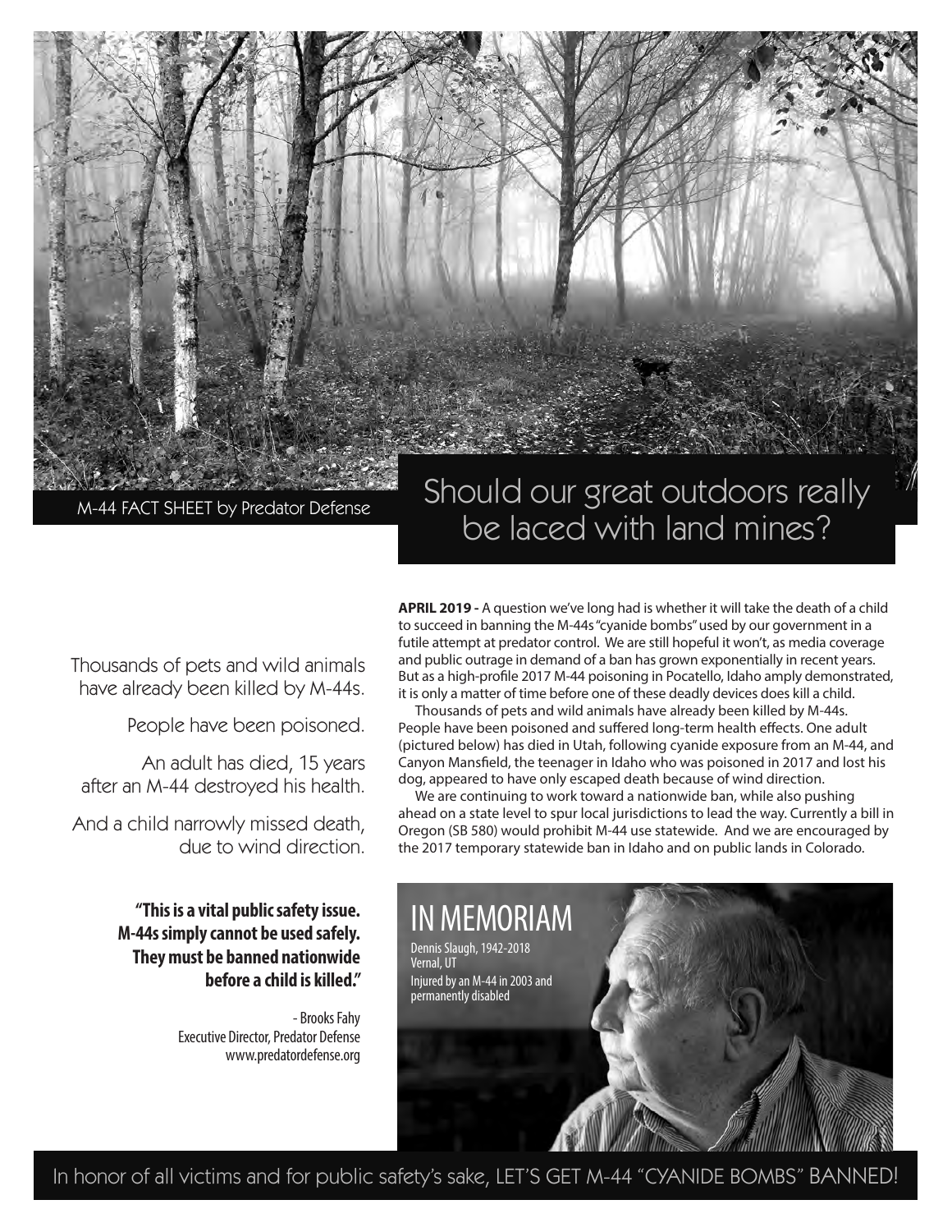M-44 FACT SHEET by Predator Defense

# Should our great outdoors really be laced with land mines?

Thousands of pets and wild animals have already been killed by M-44s.

People have been poisoned.

An adult has died, 15 years after an M-44 destroyed his health.

And a child narrowly missed death, due to wind direction.

**"This is a vital public safety issue. M-44s simply cannot be used safely. They must be banned nationwide before a child is killed."**

- Brooks Fahy
Executive Director, Predator Defense
www.predatordefense.org

**APRIL 2019 -** A question we've long had is whether it will take the death of a child to succeed in banning the M-44s "cyanide bombs" used by our government in a futile attempt at predator control. We are still hopeful it won't, as media coverage and public outrage in demand of a ban has grown exponentially in recent years. But as a high-profile 2017 M-44 poisoning in Pocatello, Idaho amply demonstrated, it is only a matter of time before one of these deadly devices does kill a child.

Thousands of pets and wild animals have already been killed by M-44s. People have been poisoned and suffered long-term health effects. One adult (pictured below) has died in Utah, following cyanide exposure from an M-44, and Canyon Mansfield, the teenager in Idaho who was poisoned in 2017 and lost his dog, appeared to have only escaped death because of wind direction.

We are continuing to work toward a nationwide ban, while also pushing ahead on a state level to spur local jurisdictions to lead the way. Currently a bill in Oregon (SB 580) would prohibit M-44 use statewide. And we are encouraged by the 2017 temporary statewide ban in Idaho and on public lands in Colorado.

## IN MEMORIAM

Dennis Slaugh, 1942-2018
Vernal, UT
Injured by an M-44 in 2003 and permanently disabled

In honor of all victims and for public safety's sake, LET'S GET M-44 "CYANIDE BOMBS" BANNED!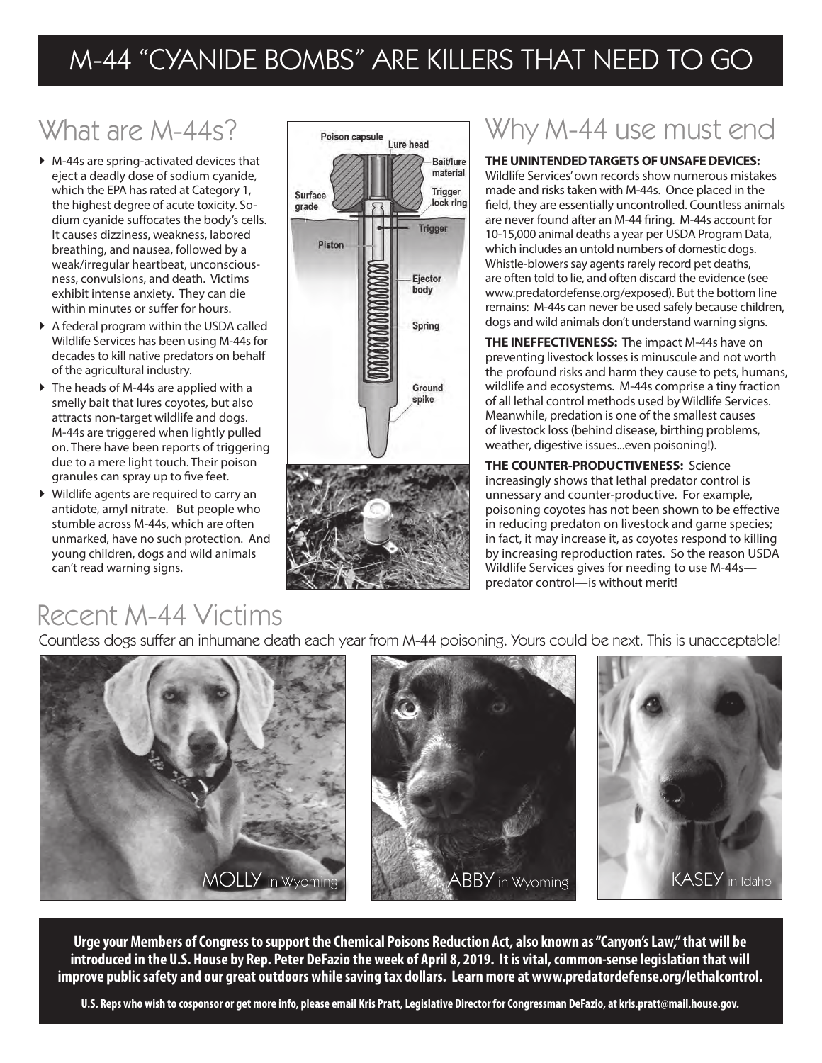# M-44 "CYANIDE BOMBS" ARE KILLERS THAT NEED TO GO

## What are M-44s?

- M-44s are spring-activated devices that eject a deadly dose of sodium cyanide, which the EPA has rated at Category 1, the highest degree of acute toxicity. Sodium cyanide suffocates the body's cells. It causes dizziness, weakness, labored breathing, and nausea, followed by a weak/irregular heartbeat, unconsciousness, convulsions, and death. Victims exhibit intense anxiety. They can die within minutes or suffer for hours.
- A federal program within the USDA called Wildlife Services has been using M-44s for decades to kill native predators on behalf of the agricultural industry.
- The heads of M-44s are applied with a smelly bait that lures coyotes, but also attracts non-target wildlife and dogs. M-44s are triggered when lightly pulled on. There have been reports of triggering due to a mere light touch. Their poison granules can spray up to five feet.
- Wildlife agents are required to carry an antidote, amyl nitrate. But people who stumble across M-44s, which are often unmarked, have no such protection. And young children, dogs and wild animals can't read warning signs.

Poison capsule
Lure head
Bait/lure material
Surface grade
Trigger lock ring
Trigger
Piston
Ejector body
Spring
Ground spike

## Why M-44 use must end

**THE UNINTENDED TARGETS OF UNSAFE DEVICES:** Wildlife Services' own records show numerous mistakes made and risks taken with M-44s. Once placed in the field, they are essentially uncontrolled. Countless animals are never found after an M-44 firing. M-44s account for 10-15,000 animal deaths a year per USDA Program Data, which includes an untold numbers of domestic dogs. Whistle-blowers say agents rarely record pet deaths, are often told to lie, and often discard the evidence (see www.predatordefense.org/exposed). But the bottom line remains: M-44s can never be used safely because children, dogs and wild animals don't understand warning signs.

**THE INEFFECTIVENESS:** The impact M-44s have on preventing livestock losses is minuscule and not worth the profound risks and harm they cause to pets, humans, wildlife and ecosystems. M-44s comprise a tiny fraction of all lethal control methods used by Wildlife Services. Meanwhile, predation is one of the smallest causes of livestock loss (behind disease, birthing problems, weather, digestive issues...even poisoning!).

**THE COUNTER-PRODUCTIVENESS:** Science increasingly shows that lethal predator control is unnessary and counter-productive. For example, poisoning coyotes has not been shown to be effective in reducing predaton on livestock and game species; in fact, it may increase it, as coyotes respond to killing by increasing reproduction rates. So the reason USDA Wildlife Services gives for needing to use M-44s—predator control—is without merit!

## Recent M-44 Victims

Countless dogs suffer an inhumane death each year from M-44 poisoning. Yours could be next. This is unacceptable!

MOLLY in Wyoming

ABBY in Wyoming

KASEY in Idaho

**Urge your Members of Congress to support the Chemical Poisons Reduction Act, also known as "Canyon's Law," that will be introduced in the U.S. House by Rep. Peter DeFazio the week of April 8, 2019. It is vital, common-sense legislation that will improve public safety and our great outdoors while saving tax dollars. Learn more at www.predatordefense.org/lethalcontrol.**

**U.S. Reps who wish to cosponsor or get more info, please email Kris Pratt, Legislative Director for Congressman DeFazio, at kris.pratt@mail.house.gov.**